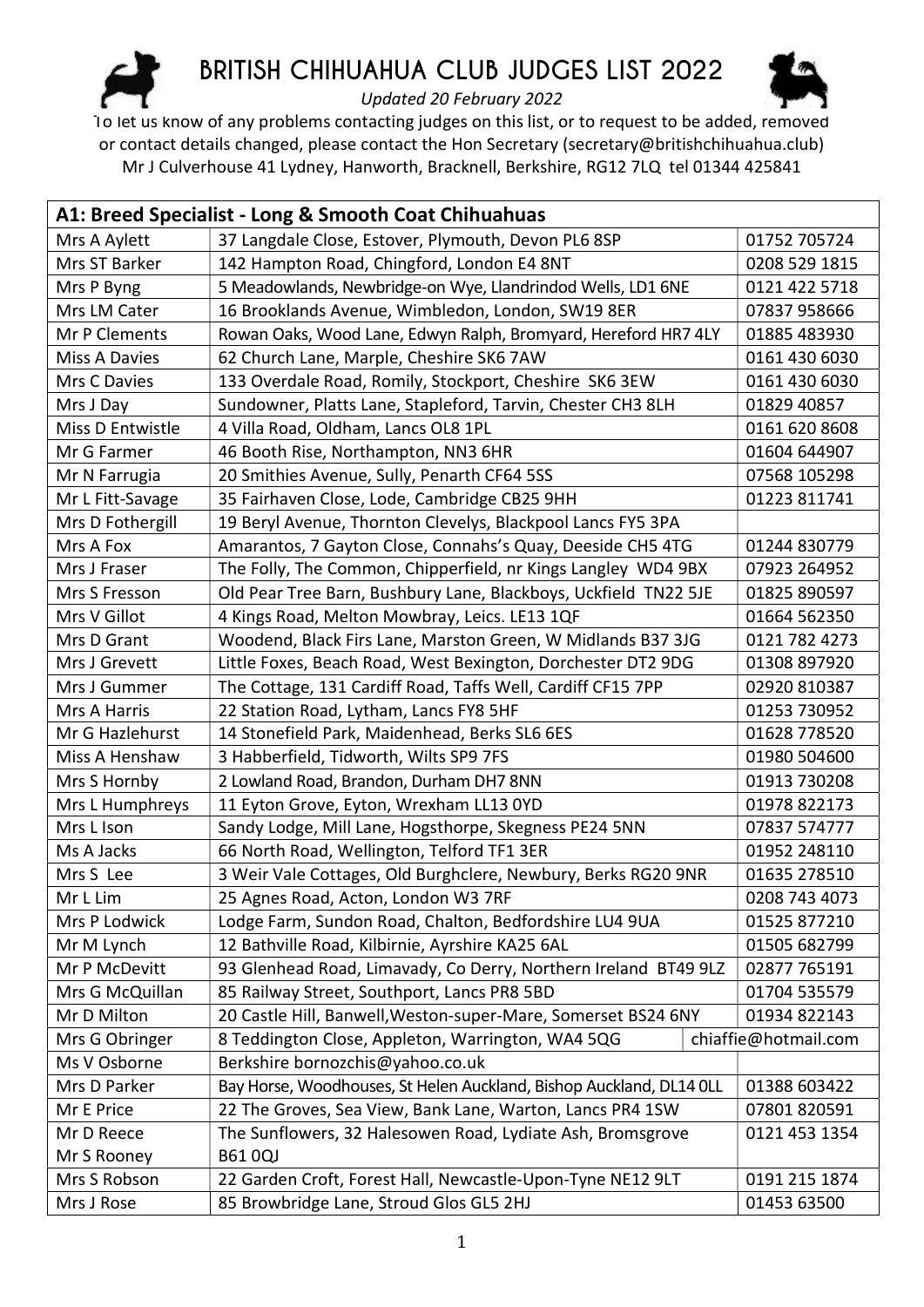# BRITISH CHIHUAHUA CLUB JUDGES LIST 2022

*Updated 20 February 2022*

To let us know of any problems contacting judges on this list, or to request to be added, removed or contact details changed, please contact the Hon Secretary (secretary@britishchihuahua.club) Mr J Culverhouse 41 Lydney, Hanworth, Bracknell, Berkshire, RG12 7LQ tel 01344 425841

| **A1: Breed Specialist - Long & Smooth Coat Chihuahuas** | | |
|---|---|---|
| Mrs A Aylett | 37 Langdale Close, Estover, Plymouth, Devon PL6 8SP | 01752 705724 |
| Mrs ST Barker | 142 Hampton Road, Chingford, London E4 8NT | 0208 529 1815 |
| Mrs P Byng | 5 Meadowlands, Newbridge-on Wye, Llandrindod Wells, LD1 6NE | 0121 422 5718 |
| Mrs LM Cater | 16 Brooklands Avenue, Wimbledon, London, SW19 8ER | 07837 958666 |
| Mr P Clements | Rowan Oaks, Wood Lane, Edwyn Ralph, Bromyard, Hereford HR7 4LY | 01885 483930 |
| Miss A Davies | 62 Church Lane, Marple, Cheshire SK6 7AW | 0161 430 6030 |
| Mrs C Davies | 133 Overdale Road, Romily, Stockport, Cheshire SK6 3EW | 0161 430 6030 |
| Mrs J Day | Sundowner, Platts Lane, Stapleford, Tarvin, Chester CH3 8LH | 01829 40857 |
| Miss D Entwistle | 4 Villa Road, Oldham, Lancs OL8 1PL | 0161 620 8608 |
| Mr G Farmer | 46 Booth Rise, Northampton, NN3 6HR | 01604 644907 |
| Mr N Farrugia | 20 Smithies Avenue, Sully, Penarth CF64 5SS | 07568 105298 |
| Mr L Fitt-Savage | 35 Fairhaven Close, Lode, Cambridge CB25 9HH | 01223 811741 |
| Mrs D Fothergill | 19 Beryl Avenue, Thornton Clevelys, Blackpool Lancs FY5 3PA | |
| Mrs A Fox | Amarantos, 7 Gayton Close, Connahs's Quay, Deeside CH5 4TG | 01244 830779 |
| Mrs J Fraser | The Folly, The Common, Chipperfield, nr Kings Langley WD4 9BX | 07923 264952 |
| Mrs S Fresson | Old Pear Tree Barn, Bushbury Lane, Blackboys, Uckfield TN22 5JE | 01825 890597 |
| Mrs V Gillot | 4 Kings Road, Melton Mowbray, Leics. LE13 1QF | 01664 562350 |
| Mrs D Grant | Woodend, Black Firs Lane, Marston Green, W Midlands B37 3JG | 0121 782 4273 |
| Mrs J Grevett | Little Foxes, Beach Road, West Bexington, Dorchester DT2 9DG | 01308 897920 |
| Mrs J Gummer | The Cottage, 131 Cardiff Road, Taffs Well, Cardiff CF15 7PP | 02920 810387 |
| Mrs A Harris | 22 Station Road, Lytham, Lancs FY8 5HF | 01253 730952 |
| Mr G Hazlehurst | 14 Stonefield Park, Maidenhead, Berks SL6 6ES | 01628 778520 |
| Miss A Henshaw | 3 Habberfield, Tidworth, Wilts SP9 7FS | 01980 504600 |
| Mrs S Hornby | 2 Lowland Road, Brandon, Durham DH7 8NN | 01913 730208 |
| Mrs L Humphreys | 11 Eyton Grove, Eyton, Wrexham LL13 0YD | 01978 822173 |
| Mrs L Ison | Sandy Lodge, Mill Lane, Hogsthorpe, Skegness PE24 5NN | 07837 574777 |
| Ms A Jacks | 66 North Road, Wellington, Telford TF1 3ER | 01952 248110 |
| Mrs S Lee | 3 Weir Vale Cottages, Old Burghclere, Newbury, Berks RG20 9NR | 01635 278510 |
| Mr L Lim | 25 Agnes Road, Acton, London W3 7RF | 0208 743 4073 |
| Mrs P Lodwick | Lodge Farm, Sundon Road, Chalton, Bedfordshire LU4 9UA | 01525 877210 |
| Mr M Lynch | 12 Bathville Road, Kilbirnie, Ayrshire KA25 6AL | 01505 682799 |
| Mr P McDevitt | 93 Glenhead Road, Limavady, Co Derry, Northern Ireland BT49 9LZ | 02877 765191 |
| Mrs G McQuillan | 85 Railway Street, Southport, Lancs PR8 5BD | 01704 535579 |
| Mr D Milton | 20 Castle Hill, Banwell,Weston-super-Mare, Somerset BS24 6NY | 01934 822143 |
| Mrs G Obringer | 8 Teddington Close, Appleton, Warrington, WA4 5QG | chiaffie@hotmail.com |
| Ms V Osborne | Berkshire bornozchis@yahoo.co.uk | |
| Mrs D Parker | Bay Horse, Woodhouses, St Helen Auckland, Bishop Auckland, DL14 0LL | 01388 603422 |
| Mr E Price | 22 The Groves, Sea View, Bank Lane, Warton, Lancs PR4 1SW | 07801 820591 |
| Mr D Reece<br>Mr S Rooney | The Sunflowers, 32 Halesowen Road, Lydiate Ash, Bromsgrove B61 0QJ | 0121 453 1354 |
| Mrs S Robson | 22 Garden Croft, Forest Hall, Newcastle-Upon-Tyne NE12 9LT | 0191 215 1874 |
| Mrs J Rose | 85 Browbridge Lane, Stroud Glos GL5 2HJ | 01453 63500 |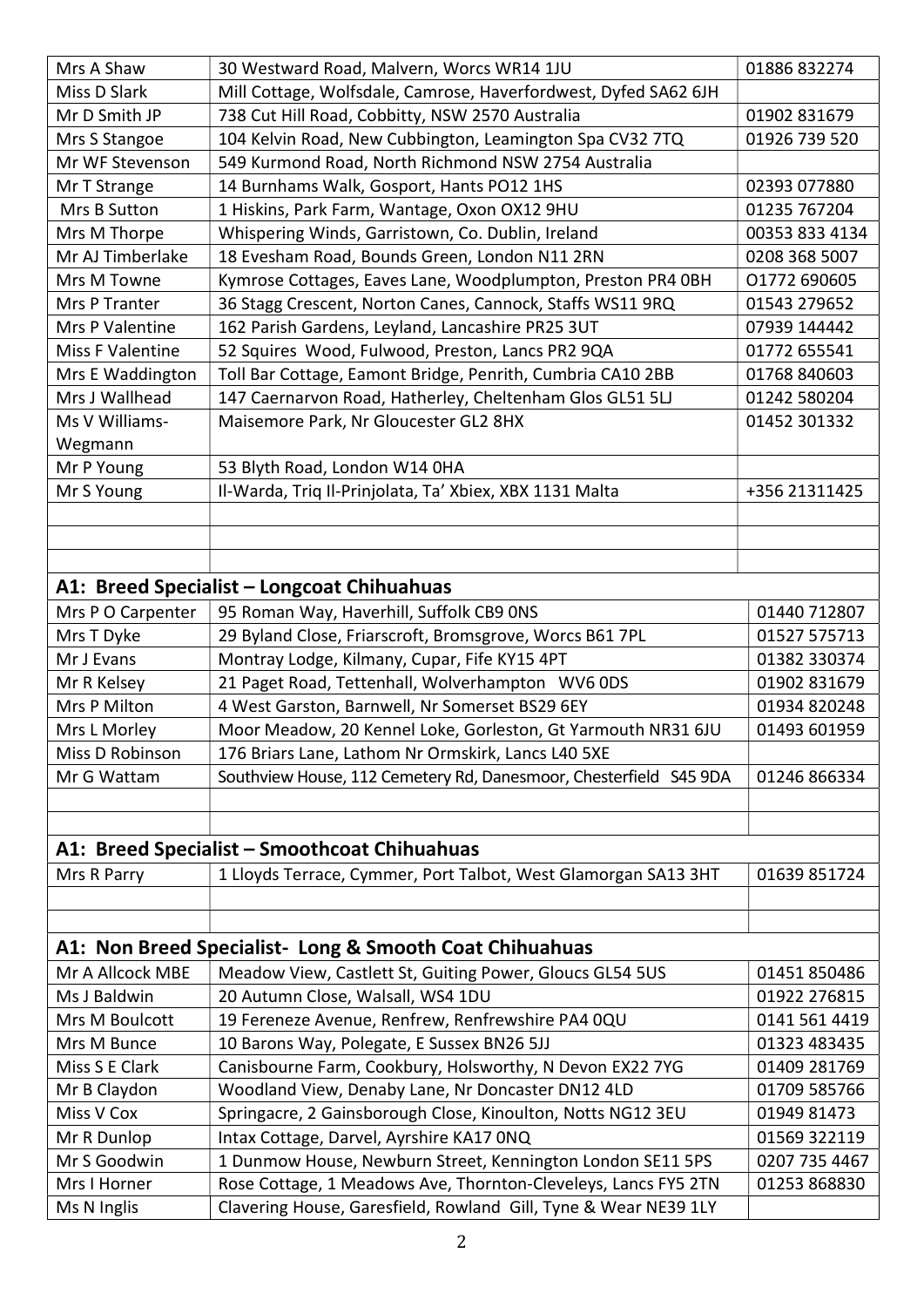| | | |
|---|---|---|
| Mrs A Shaw | 30 Westward Road, Malvern, Worcs WR14 1JU | 01886 832274 |
| Miss D Slark | Mill Cottage, Wolfsdale, Camrose, Haverfordwest, Dyfed SA62 6JH | |
| Mr D Smith JP | 738 Cut Hill Road, Cobbitty, NSW 2570 Australia | 01902 831679 |
| Mrs S Stangoe | 104 Kelvin Road, New Cubbington, Leamington Spa CV32 7TQ | 01926 739 520 |
| Mr WF Stevenson | 549 Kurmond Road, North Richmond NSW 2754 Australia | |
| Mr T Strange | 14 Burnhams Walk, Gosport, Hants PO12 1HS | 02393 077880 |
| Mrs B Sutton | 1 Hiskins, Park Farm, Wantage, Oxon OX12 9HU | 01235 767204 |
| Mrs M Thorpe | Whispering Winds, Garristown, Co. Dublin, Ireland | 00353 833 4134 |
| Mr AJ Timberlake | 18 Evesham Road, Bounds Green, London N11 2RN | 0208 368 5007 |
| Mrs M Towne | Kymrose Cottages, Eaves Lane, Woodplumpton, Preston PR4 0BH | O1772 690605 |
| Mrs P Tranter | 36 Stagg Crescent, Norton Canes, Cannock, Staffs WS11 9RQ | 01543 279652 |
| Mrs P Valentine | 162 Parish Gardens, Leyland, Lancashire PR25 3UT | 07939 144442 |
| Miss F Valentine | 52 Squires Wood, Fulwood, Preston, Lancs PR2 9QA | 01772 655541 |
| Mrs E Waddington | Toll Bar Cottage, Eamont Bridge, Penrith, Cumbria CA10 2BB | 01768 840603 |
| Mrs J Wallhead | 147 Caernarvon Road, Hatherley, Cheltenham Glos GL51 5LJ | 01242 580204 |
| Ms V Williams-Wegmann | Maisemore Park, Nr Gloucester GL2 8HX | 01452 301332 |
| Mr P Young | 53 Blyth Road, London W14 0HA | |
| Mr S Young | Il-Warda, Triq Il-Prinjolata, Ta' Xbiex, XBX 1131 Malta | +356 21311425 |
| | | |
| | | |
| | | |
| **A1: Breed Specialist – Longcoat Chihuahuas** | | |
| Mrs P O Carpenter | 95 Roman Way, Haverhill, Suffolk CB9 0NS | 01440 712807 |
| Mrs T Dyke | 29 Byland Close, Friarscroft, Bromsgrove, Worcs B61 7PL | 01527 575713 |
| Mr J Evans | Montray Lodge, Kilmany, Cupar, Fife KY15 4PT | 01382 330374 |
| Mr R Kelsey | 21 Paget Road, Tettenhall, Wolverhampton WV6 0DS | 01902 831679 |
| Mrs P Milton | 4 West Garston, Barnwell, Nr Somerset BS29 6EY | 01934 820248 |
| Mrs L Morley | Moor Meadow, 20 Kennel Loke, Gorleston, Gt Yarmouth NR31 6JU | 01493 601959 |
| Miss D Robinson | 176 Briars Lane, Lathom Nr Ormskirk, Lancs L40 5XE | |
| Mr G Wattam | Southview House, 112 Cemetery Rd, Danesmoor, Chesterfield S45 9DA | 01246 866334 |
| | | |
| | | |
| **A1: Breed Specialist – Smoothcoat Chihuahuas** | | |
| Mrs R Parry | 1 Lloyds Terrace, Cymmer, Port Talbot, West Glamorgan SA13 3HT | 01639 851724 |
| | | |
| | | |
| **A1: Non Breed Specialist- Long & Smooth Coat Chihuahuas** | | |
| Mr A Allcock MBE | Meadow View, Castlett St, Guiting Power, Gloucs GL54 5US | 01451 850486 |
| Ms J Baldwin | 20 Autumn Close, Walsall, WS4 1DU | 01922 276815 |
| Mrs M Boulcott | 19 Fereneze Avenue, Renfrew, Renfrewshire PA4 0QU | 0141 561 4419 |
| Mrs M Bunce | 10 Barons Way, Polegate, E Sussex BN26 5JJ | 01323 483435 |
| Miss S E Clark | Canisbourne Farm, Cookbury, Holsworthy, N Devon EX22 7YG | 01409 281769 |
| Mr B Claydon | Woodland View, Denaby Lane, Nr Doncaster DN12 4LD | 01709 585766 |
| Miss V Cox | Springacre, 2 Gainsborough Close, Kinoulton, Notts NG12 3EU | 01949 81473 |
| Mr R Dunlop | Intax Cottage, Darvel, Ayrshire KA17 0NQ | 01569 322119 |
| Mr S Goodwin | 1 Dunmow House, Newburn Street, Kennington London SE11 5PS | 0207 735 4467 |
| Mrs I Horner | Rose Cottage, 1 Meadows Ave, Thornton-Cleveleys, Lancs FY5 2TN | 01253 868830 |
| Ms N Inglis | Clavering House, Garesfield, Rowland Gill, Tyne & Wear NE39 1LY | |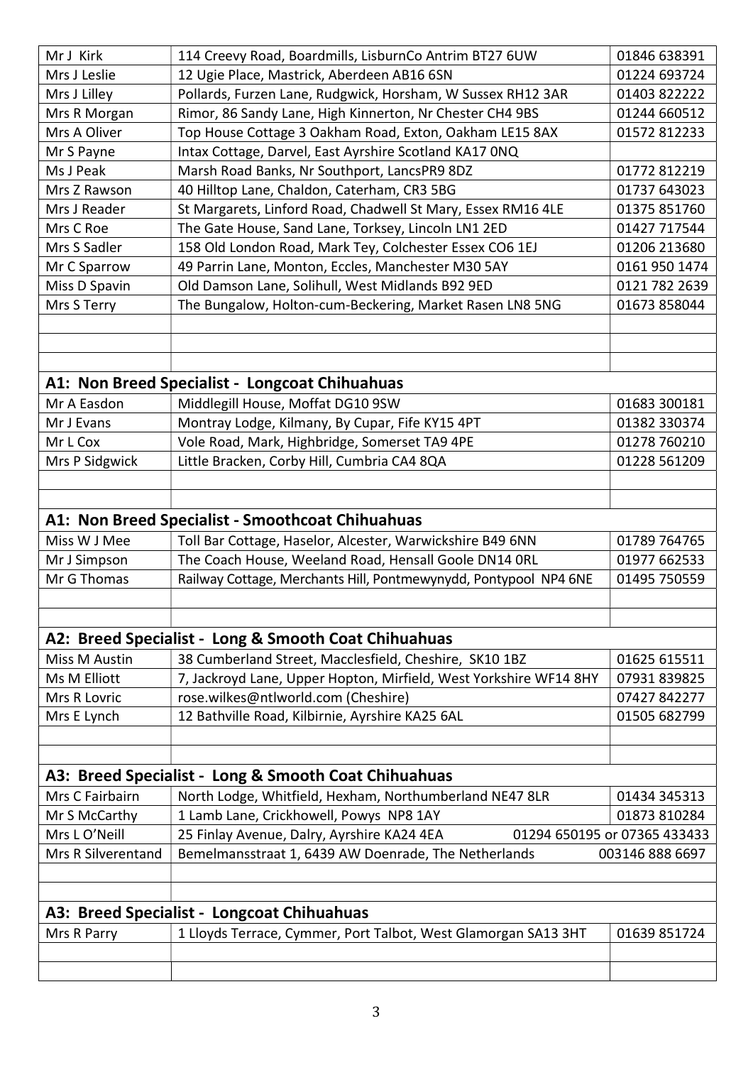| | | |
|---|---|---|
| Mr J Kirk | 114 Creevy Road, Boardmills, LisburnCo Antrim BT27 6UW | 01846 638391 |
| Mrs J Leslie | 12 Ugie Place, Mastrick, Aberdeen AB16 6SN | 01224 693724 |
| Mrs J Lilley | Pollards, Furzen Lane, Rudgwick, Horsham, W Sussex RH12 3AR | 01403 822222 |
| Mrs R Morgan | Rimor, 86 Sandy Lane, High Kinnerton, Nr Chester CH4 9BS | 01244 660512 |
| Mrs A Oliver | Top House Cottage 3 Oakham Road, Exton, Oakham LE15 8AX | 01572 812233 |
| Mr S Payne | Intax Cottage, Darvel, East Ayrshire Scotland KA17 0NQ | |
| Ms J Peak | Marsh Road Banks, Nr Southport, LancsPR9 8DZ | 01772 812219 |
| Mrs Z Rawson | 40 Hilltop Lane, Chaldon, Caterham, CR3 5BG | 01737 643023 |
| Mrs J Reader | St Margarets, Linford Road, Chadwell St Mary, Essex RM16 4LE | 01375 851760 |
| Mrs C Roe | The Gate House, Sand Lane, Torksey, Lincoln LN1 2ED | 01427 717544 |
| Mrs S Sadler | 158 Old London Road, Mark Tey, Colchester Essex CO6 1EJ | 01206 213680 |
| Mr C Sparrow | 49 Parrin Lane, Monton, Eccles, Manchester M30 5AY | 0161 950 1474 |
| Miss D Spavin | Old Damson Lane, Solihull, West Midlands B92 9ED | 0121 782 2639 |
| Mrs S Terry | The Bungalow, Holton-cum-Beckering, Market Rasen LN8 5NG | 01673 858044 |
| | | |
| | | |
| | | |
| **A1: Non Breed Specialist - Longcoat Chihuahuas** | | |
| Mr A Easdon | Middlegill House, Moffat DG10 9SW | 01683 300181 |
| Mr J Evans | Montray Lodge, Kilmany, By Cupar, Fife KY15 4PT | 01382 330374 |
| Mr L Cox | Vole Road, Mark, Highbridge, Somerset TA9 4PE | 01278 760210 |
| Mrs P Sidgwick | Little Bracken, Corby Hill, Cumbria CA4 8QA | 01228 561209 |
| | | |
| | | |
| **A1: Non Breed Specialist - Smoothcoat Chihuahuas** | | |
| Miss W J Mee | Toll Bar Cottage, Haselor, Alcester, Warwickshire B49 6NN | 01789 764765 |
| Mr J Simpson | The Coach House, Weeland Road, Hensall Goole DN14 0RL | 01977 662533 |
| Mr G Thomas | Railway Cottage, Merchants Hill, Pontmewynydd, Pontypool NP4 6NE | 01495 750559 |
| | | |
| | | |
| **A2: Breed Specialist - Long & Smooth Coat Chihuahuas** | | |
| Miss M Austin | 38 Cumberland Street, Macclesfield, Cheshire, SK10 1BZ | 01625 615511 |
| Ms M Elliott | 7, Jackroyd Lane, Upper Hopton, Mirfield, West Yorkshire WF14 8HY | 07931 839825 |
| Mrs R Lovric | rose.wilkes@ntlworld.com (Cheshire) | 07427 842277 |
| Mrs E Lynch | 12 Bathville Road, Kilbirnie, Ayrshire KA25 6AL | 01505 682799 |
| | | |
| | | |
| **A3: Breed Specialist - Long & Smooth Coat Chihuahuas** | | |
| Mrs C Fairbairn | North Lodge, Whitfield, Hexham, Northumberland NE47 8LR | 01434 345313 |
| Mr S McCarthy | 1 Lamb Lane, Crickhowell, Powys NP8 1AY | 01873 810284 |
| Mrs L O'Neill | 25 Finlay Avenue, Dalry, Ayrshire KA24 4EA | 01294 650195 or 07365 433433 |
| Mrs R Silverentand | Bemelmansstraat 1, 6439 AW Doenrade, The Netherlands | 003146 888 6697 |
| | | |
| | | |
| **A3: Breed Specialist - Longcoat Chihuahuas** | | |
| Mrs R Parry | 1 Lloyds Terrace, Cymmer, Port Talbot, West Glamorgan SA13 3HT | 01639 851724 |
| | | |
| | | |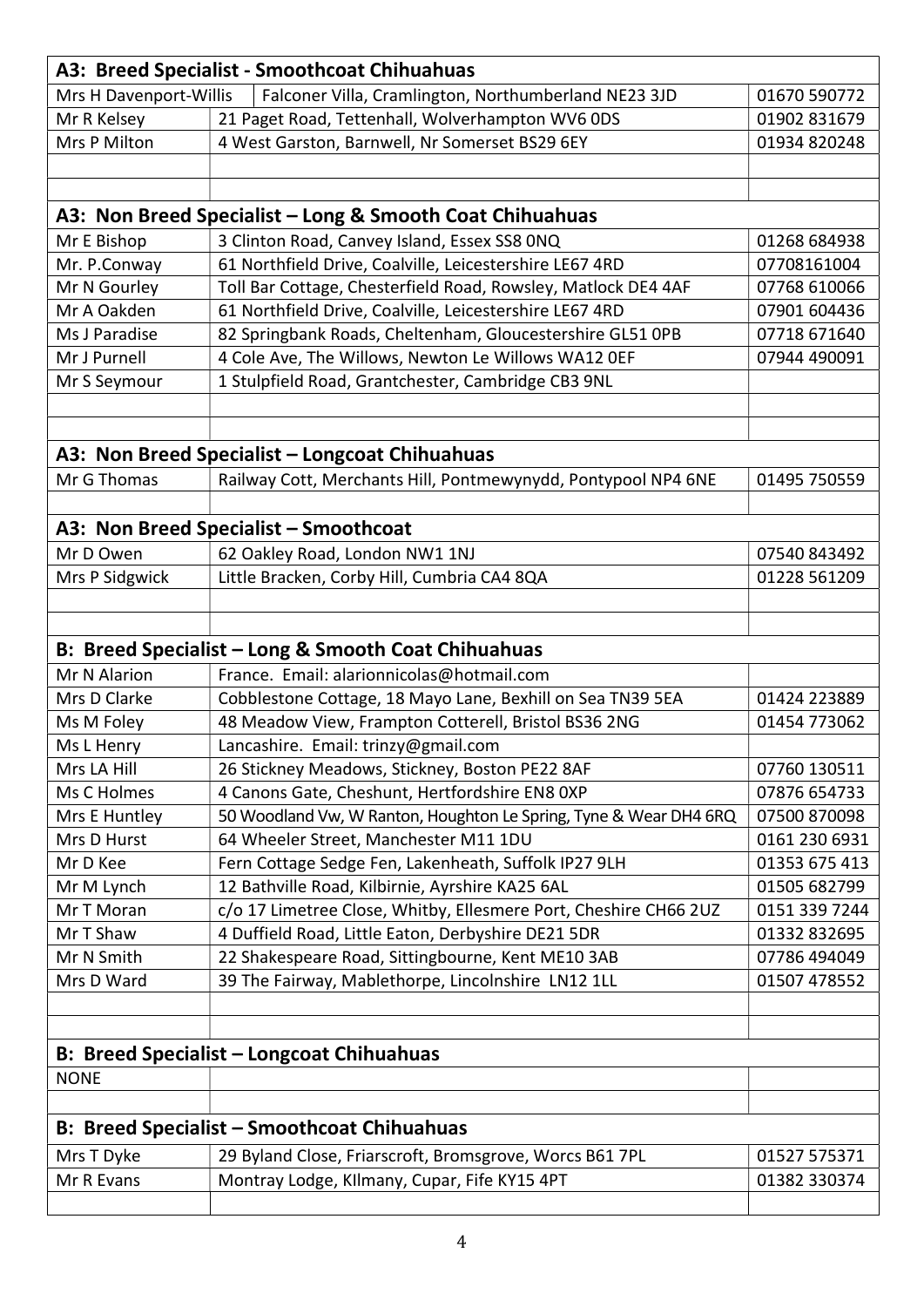| A3: Breed Specialist - Smoothcoat Chihuahuas | | |
|---|---|---|
| Mrs H Davenport-Willis | Falconer Villa, Cramlington, Northumberland NE23 3JD | 01670 590772 |
| Mr R Kelsey | 21 Paget Road, Tettenhall, Wolverhampton WV6 0DS | 01902 831679 |
| Mrs P Milton | 4 West Garston, Barnwell, Nr Somerset BS29 6EY | 01934 820248 |
| | | |
| | | |
| **A3: Non Breed Specialist – Long & Smooth Coat Chihuahuas** | | |
| Mr E Bishop | 3 Clinton Road, Canvey Island, Essex SS8 0NQ | 01268 684938 |
| Mr. P.Conway | 61 Northfield Drive, Coalville, Leicestershire LE67 4RD | 07708161004 |
| Mr N Gourley | Toll Bar Cottage, Chesterfield Road, Rowsley, Matlock DE4 4AF | 07768 610066 |
| Mr A Oakden | 61 Northfield Drive, Coalville, Leicestershire LE67 4RD | 07901 604436 |
| Ms J Paradise | 82 Springbank Roads, Cheltenham, Gloucestershire GL51 0PB | 07718 671640 |
| Mr J Purnell | 4 Cole Ave, The Willows, Newton Le Willows WA12 0EF | 07944 490091 |
| Mr S Seymour | 1 Stulpfield Road, Grantchester, Cambridge CB3 9NL | |
| | | |
| | | |
| **A3: Non Breed Specialist – Longcoat Chihuahuas** | | |
| Mr G Thomas | Railway Cott, Merchants Hill, Pontmewynydd, Pontypool NP4 6NE | 01495 750559 |
| | | |
| **A3: Non Breed Specialist – Smoothcoat** | | |
| Mr D Owen | 62 Oakley Road, London NW1 1NJ | 07540 843492 |
| Mrs P Sidgwick | Little Bracken, Corby Hill, Cumbria CA4 8QA | 01228 561209 |
| | | |
| | | |
| **B: Breed Specialist – Long & Smooth Coat Chihuahuas** | | |
| Mr N Alarion | France. Email: alarionnicolas@hotmail.com | |
| Mrs D Clarke | Cobblestone Cottage, 18 Mayo Lane, Bexhill on Sea TN39 5EA | 01424 223889 |
| Ms M Foley | 48 Meadow View, Frampton Cotterell, Bristol BS36 2NG | 01454 773062 |
| Ms L Henry | Lancashire. Email: trinzy@gmail.com | |
| Mrs LA Hill | 26 Stickney Meadows, Stickney, Boston PE22 8AF | 07760 130511 |
| Ms C Holmes | 4 Canons Gate, Cheshunt, Hertfordshire EN8 0XP | 07876 654733 |
| Mrs E Huntley | 50 Woodland Vw, W Ranton, Houghton Le Spring, Tyne & Wear DH4 6RQ | 07500 870098 |
| Mrs D Hurst | 64 Wheeler Street, Manchester M11 1DU | 0161 230 6931 |
| Mr D Kee | Fern Cottage Sedge Fen, Lakenheath, Suffolk IP27 9LH | 01353 675 413 |
| Mr M Lynch | 12 Bathville Road, Kilbirnie, Ayrshire KA25 6AL | 01505 682799 |
| Mr T Moran | c/o 17 Limetree Close, Whitby, Ellesmere Port, Cheshire CH66 2UZ | 0151 339 7244 |
| Mr T Shaw | 4 Duffield Road, Little Eaton, Derbyshire DE21 5DR | 01332 832695 |
| Mr N Smith | 22 Shakespeare Road, Sittingbourne, Kent ME10 3AB | 07786 494049 |
| Mrs D Ward | 39 The Fairway, Mablethorpe, Lincolnshire LN12 1LL | 01507 478552 |
| | | |
| | | |
| **B: Breed Specialist – Longcoat Chihuahuas** | | |
| NONE | | |
| | | |
| **B: Breed Specialist – Smoothcoat Chihuahuas** | | |
| Mrs T Dyke | 29 Byland Close, Friarscroft, Bromsgrove, Worcs B61 7PL | 01527 575371 |
| Mr R Evans | Montray Lodge, KIlmany, Cupar, Fife KY15 4PT | 01382 330374 |
| | | |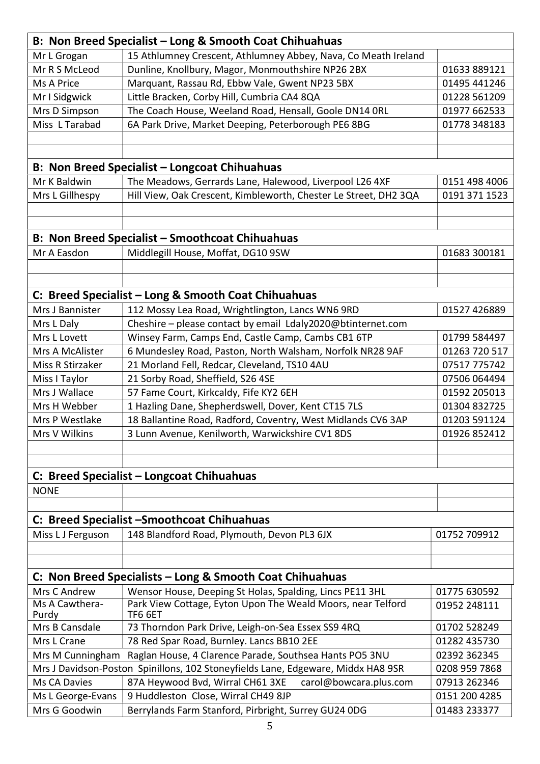| **B: Non Breed Specialist – Long & Smooth Coat Chihuahuas** | | |
|---|---|---|
| Mr L Grogan | 15 Athlumney Crescent, Athlumney Abbey, Nava, Co Meath Ireland | |
| Mr R S McLeod | Dunline, Knollbury, Magor, Monmouthshire NP26 2BX | 01633 889121 |
| Ms A Price | Marquant, Rassau Rd, Ebbw Vale, Gwent NP23 5BX | 01495 441246 |
| Mr I Sidgwick | Little Bracken, Corby Hill, Cumbria CA4 8QA | 01228 561209 |
| Mrs D Simpson | The Coach House, Weeland Road, Hensall, Goole DN14 0RL | 01977 662533 |
| Miss L Tarabad | 6A Park Drive, Market Deeping, Peterborough PE6 8BG | 01778 348183 |
| | | |
| | | |
| **B: Non Breed Specialist – Longcoat Chihuahuas** | | |
| Mr K Baldwin | The Meadows, Gerrards Lane, Halewood, Liverpool L26 4XF | 0151 498 4006 |
| Mrs L Gillhespy | Hill View, Oak Crescent, Kimbleworth, Chester Le Street, DH2 3QA | 0191 371 1523 |
| | | |
| | | |
| **B: Non Breed Specialist – Smoothcoat Chihuahuas** | | |
| Mr A Easdon | Middlegill House, Moffat, DG10 9SW | 01683 300181 |
| | | |
| | | |
| **C: Breed Specialist – Long & Smooth Coat Chihuahuas** | | |
| Mrs J Bannister | 112 Mossy Lea Road, Wrightlington, Lancs WN6 9RD | 01527 426889 |
| Mrs L Daly | Cheshire – please contact by email Ldaly2020@btinternet.com | |
| Mrs L Lovett | Winsey Farm, Camps End, Castle Camp, Cambs CB1 6TP | 01799 584497 |
| Mrs A McAlister | 6 Mundesley Road, Paston, North Walsham, Norfolk NR28 9AF | 01263 720 517 |
| Miss R Stirzaker | 21 Morland Fell, Redcar, Cleveland, TS10 4AU | 07517 775742 |
| Miss I Taylor | 21 Sorby Road, Sheffield, S26 4SE | 07506 064494 |
| Mrs J Wallace | 57 Fame Court, Kirkcaldy, Fife KY2 6EH | 01592 205013 |
| Mrs H Webber | 1 Hazling Dane, Shepherdswell, Dover, Kent CT15 7LS | 01304 832725 |
| Mrs P Westlake | 18 Ballantine Road, Radford, Coventry, West Midlands CV6 3AP | 01203 591124 |
| Mrs V Wilkins | 3 Lunn Avenue, Kenilworth, Warwickshire CV1 8DS | 01926 852412 |
| | | |
| | | |
| **C: Breed Specialist – Longcoat Chihuahuas** | | |
| NONE | | |
| | | |
| **C: Breed Specialist –Smoothcoat Chihuahuas** | | |
| Miss L J Ferguson | 148 Blandford Road, Plymouth, Devon PL3 6JX | 01752 709912 |
| | | |
| | | |
| **C: Non Breed Specialists – Long & Smooth Coat Chihuahuas** | | |
| Mrs C Andrew | Wensor House, Deeping St Holas, Spalding, Lincs PE11 3HL | 01775 630592 |
| Ms A Cawthera-Purdy | Park View Cottage, Eyton Upon The Weald Moors, near Telford TF6 6ET | 01952 248111 |
| Mrs B Cansdale | 73 Thorndon Park Drive, Leigh-on-Sea Essex SS9 4RQ | 01702 528249 |
| Mrs L Crane | 78 Red Spar Road, Burnley. Lancs BB10 2EE | 01282 435730 |
| Mrs M Cunningham | Raglan House, 4 Clarence Parade, Southsea Hants PO5 3NU | 02392 362345 |
| Mrs J Davidson-Poston | Spinillons, 102 Stoneyfields Lane, Edgeware, Middx HA8 9SR | 0208 959 7868 |
| Ms CA Davies | 87A Heywood Bvd, Wirral CH61 3XE carol@bowcara.plus.com | 07913 262346 |
| Ms L George-Evans | 9 Huddleston Close, Wirral CH49 8JP | 0151 200 4285 |
| Mrs G Goodwin | Berrylands Farm Stanford, Pirbright, Surrey GU24 0DG | 01483 233377 |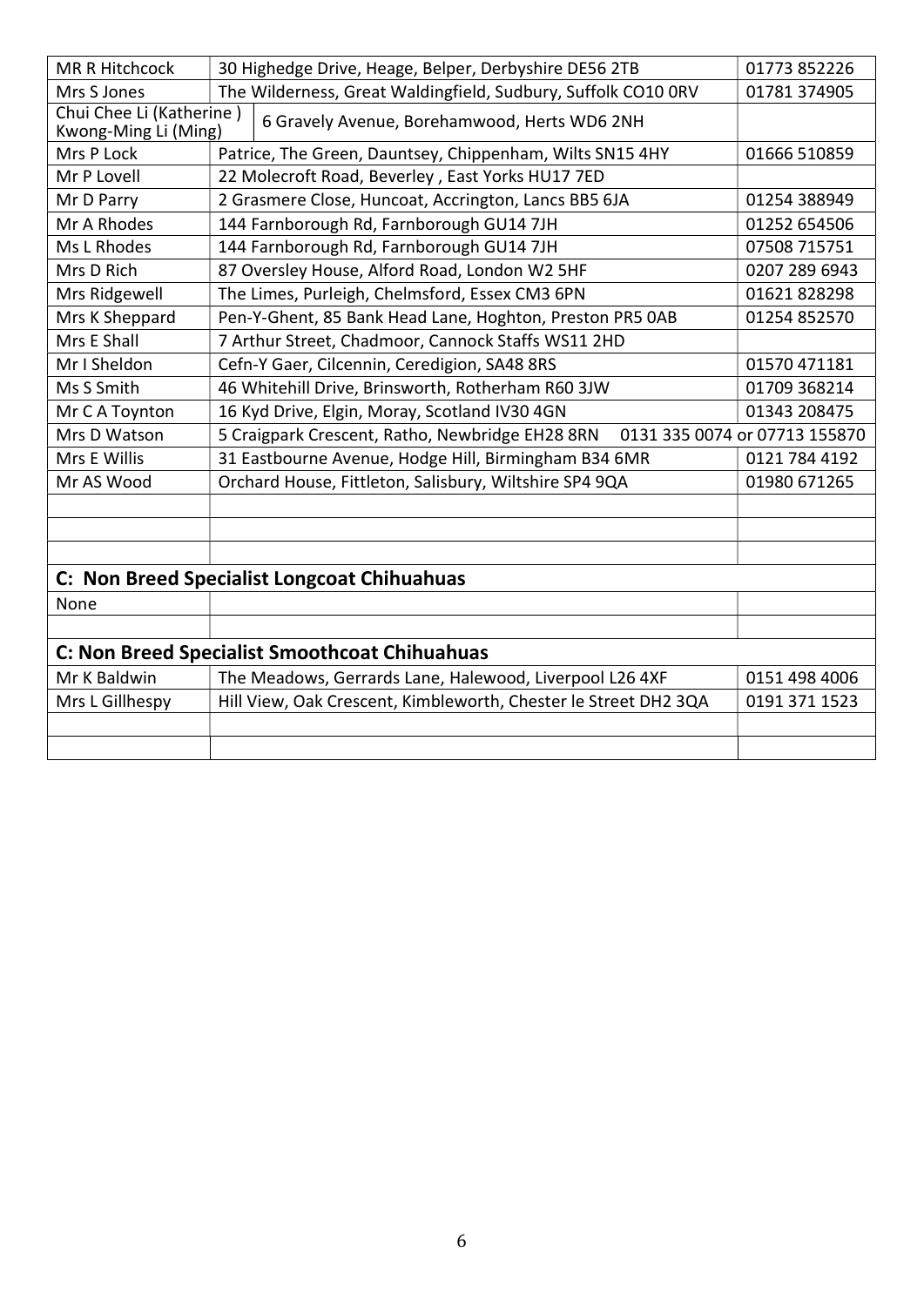| | | |
|---|---|---|
| MR R Hitchcock | 30 Highedge Drive, Heage, Belper, Derbyshire DE56 2TB | 01773 852226 |
| Mrs S Jones | The Wilderness, Great Waldingfield, Sudbury, Suffolk CO10 0RV | 01781 374905 |
| Chui Chee Li (Katherine ) Kwong-Ming Li (Ming) | 6 Gravely Avenue, Borehamwood, Herts WD6 2NH | |
| Mrs P Lock | Patrice, The Green, Dauntsey, Chippenham, Wilts SN15 4HY | 01666 510859 |
| Mr P Lovell | 22 Molecroft Road, Beverley , East Yorks HU17 7ED | |
| Mr D Parry | 2 Grasmere Close, Huncoat, Accrington, Lancs BB5 6JA | 01254 388949 |
| Mr A Rhodes | 144 Farnborough Rd, Farnborough GU14 7JH | 01252 654506 |
| Ms L Rhodes | 144 Farnborough Rd, Farnborough GU14 7JH | 07508 715751 |
| Mrs D Rich | 87 Oversley House, Alford Road, London W2 5HF | 0207 289 6943 |
| Mrs Ridgewell | The Limes, Purleigh, Chelmsford, Essex CM3 6PN | 01621 828298 |
| Mrs K Sheppard | Pen-Y-Ghent, 85 Bank Head Lane, Hoghton, Preston PR5 0AB | 01254 852570 |
| Mrs E Shall | 7 Arthur Street, Chadmoor, Cannock Staffs WS11 2HD | |
| Mr I Sheldon | Cefn-Y Gaer, Cilcennin, Ceredigion, SA48 8RS | 01570 471181 |
| Ms S Smith | 46 Whitehill Drive, Brinsworth, Rotherham R60 3JW | 01709 368214 |
| Mr C A Toynton | 16 Kyd Drive, Elgin, Moray, Scotland IV30 4GN | 01343 208475 |
| Mrs D Watson | 5 Craigpark Crescent, Ratho, Newbridge EH28 8RN | 0131 335 0074 or 07713 155870 |
| Mrs E Willis | 31 Eastbourne Avenue, Hodge Hill, Birmingham B34 6MR | 0121 784 4192 |
| Mr AS Wood | Orchard House, Fittleton, Salisbury, Wiltshire SP4 9QA | 01980 671265 |
| | | |
| | | |
| | | |
| **C: Non Breed Specialist Longcoat Chihuahuas** | | |
| None | | |
| | | |
| **C: Non Breed Specialist Smoothcoat Chihuahuas** | | |
| Mr K Baldwin | The Meadows, Gerrards Lane, Halewood, Liverpool L26 4XF | 0151 498 4006 |
| Mrs L Gillhespy | Hill View, Oak Crescent, Kimbleworth, Chester le Street DH2 3QA | 0191 371 1523 |
| | | |
| | | |